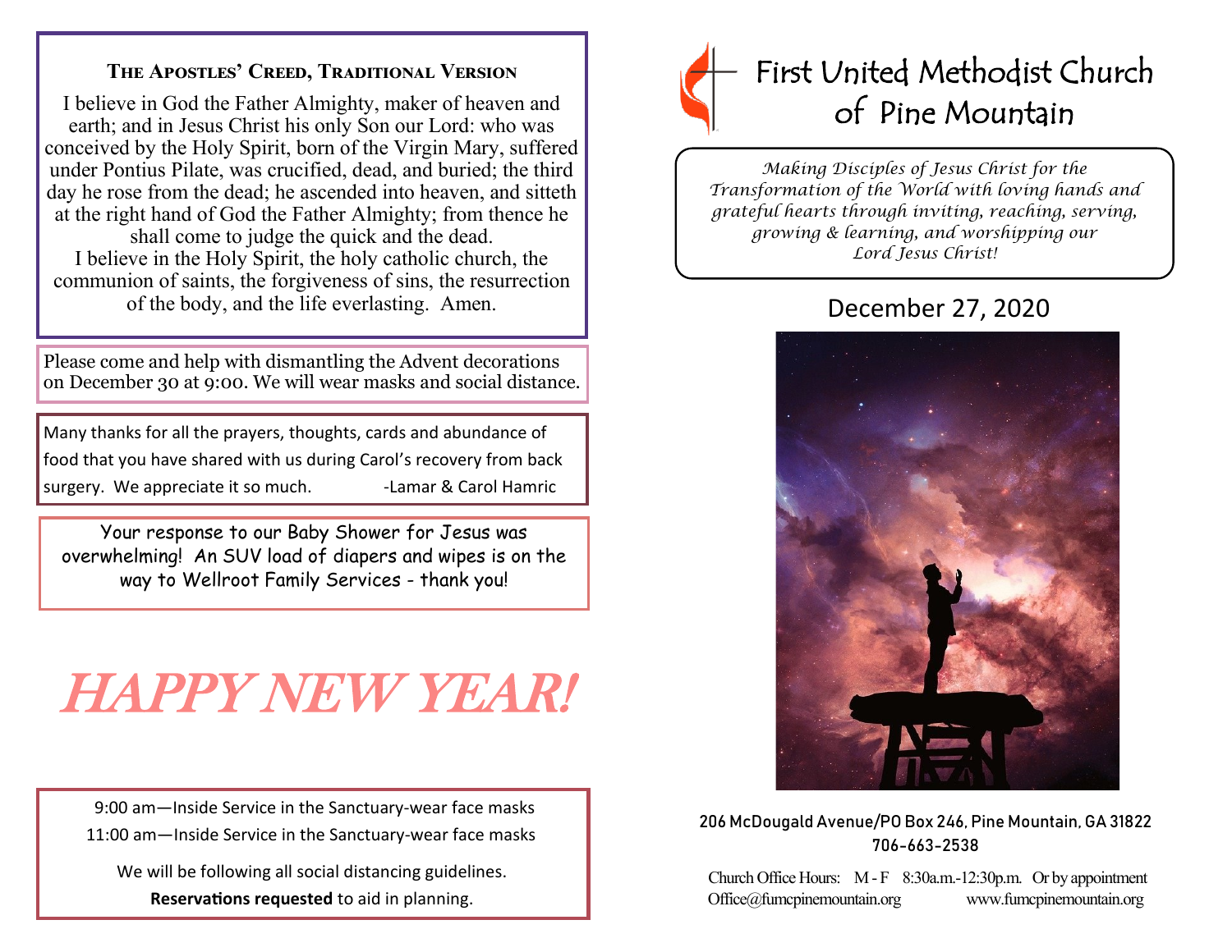## The Apostles' Creed, Traditional Version

I believe in God the Father Almighty, maker of heaven and earth; and in Jesus Christ his only Son our Lord: who was conceived by the Holy Spirit, born of the Virgin Mary, suffered under Pontius Pilate, was crucified, dead, and buried; the third day he rose from the dead; he ascended into heaven, and sitteth at the right hand of God the Father Almighty; from thence he shall come to judge the quick and the dead.

I believe in the Holy Spirit, the holy catholic church, the communion of saints, the forgiveness of sins, the resurrection of the body, and the life everlasting. Amen.

Please come and help with dismantling the Advent decorations on December 30 at 9:00. We will wear masks and social distance.

Many thanks for all the prayers, thoughts, cards and abundance of food that you have shared with us during Carol's recovery from back surgery. We appreciate it so much. -Lamar & Carol Hamric

Your response to our Baby Shower for Jesus was overwhelming! An SUV load of diapers and wipes is on the way to Wellroot Family Services - thank you!

# *HAPPY NEW YEAR!*

9:00 am—Inside Service in the Sanctuary-wear face masks

11:00 am—Inside Service in the Sanctuary-wear face masks

We will be following all social distancing guidelines.

**Reservations requested** to aid in planning.

# First United Methodist Church of Pine Mountain

*Making Disciples of Jesus Christ for the Transformation of the World with loving hands and grateful hearts through inviting, reaching, serving, growing & learning, and worshipping our Lord Jesus Christ!*

## December 27, 2020

206 McDougald Avenue/PO Box 246, Pine Mountain, GA 31822

706-663-2538

Church Office Hours: M - F 8:30a.m.-12:30p.m. Or by appointment

Office@fumcpinemountain.org www.fumcpinemountain.org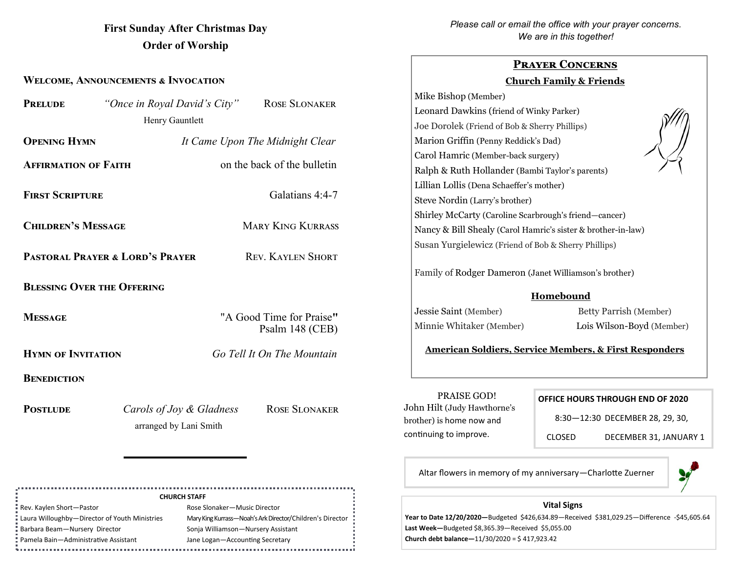## First Sunday After Christmas Day
## Order of Worship

**WELCOME, ANNOUNCEMENTS & INVOCATION**

**PRELUDE** *"Once in Royal David's City"* ROSE SLONAKER
Henry Gauntlett

**OPENING HYMN** *It Came Upon The Midnight Clear*

**AFFIRMATION OF FAITH** on the back of the bulletin

**FIRST SCRIPTURE** Galatians 4:4-7

**CHILDREN'S MESSAGE** MARY KING KURRASS

**PASTORAL PRAYER & LORD'S PRAYER** REV. KAYLEN SHORT

**BLESSING OVER THE OFFERING**

**MESSAGE** "A Good Time for Praise"
Psalm 148 (CEB)

**HYMN OF INVITATION** *Go Tell It On The Mountain*

**BENEDICTION**

**POSTLUDE** *Carols of Joy & Gladness* ROSE SLONAKER
arranged by Lani Smith

---

**CHURCH STAFF**

| | |
|---|---|
| Rev. Kaylen Short—Pastor | Rose Slonaker—Music Director |
| Laura Willoughby—Director of Youth Ministries | Mary King Kurrass—Noah's Ark Director/Children's Director |
| Barbara Beam—Nursery Director | Sonja Williamson—Nursery Assistant |
| Pamela Bain—Administrative Assistant | Jane Logan—Accounting Secretary |

*Please call or email the office with your prayer concerns.*
*We are in this together!*

## PRAYER CONCERNS

### Church Family & Friends

Mike Bishop (Member)
Leonard Dawkins (friend of Winky Parker)
Joe Dorolek (Friend of Bob & Sherry Phillips)
Marion Griffin (Penny Reddick's Dad)
Carol Hamric (Member-back surgery)
Ralph & Ruth Hollander (Bambi Taylor's parents)
Lillian Lollis (Dena Schaeffer's mother)
Steve Nordin (Larry's brother)
Shirley McCarty (Caroline Scarbrough's friend—cancer)
Nancy & Bill Shealy (Carol Hamric's sister & brother-in-law)
Susan Yurgielewicz (Friend of Bob & Sherry Phillips)

Family of Rodger Dameron (Janet Williamson's brother)

### Homebound

Jessie Saint (Member)
Betty Parrish (Member)
Minnie Whitaker (Member)
Lois Wilson-Boyd (Member)

### American Soldiers, Service Members, & First Responders

PRAISE GOD!
John Hilt (Judy Hawthorne's brother) is home now and continuing to improve.

**OFFICE HOURS THROUGH END OF 2020**

8:30—12:30 DECEMBER 28, 29, 30,

CLOSED DECEMBER 31, JANUARY 1

Altar flowers in memory of my anniversary—Charlotte Zuerner

**Vital Signs**

**Year to Date 12/20/2020—**Budgeted $426,634.89—Received $381,029.25—Difference -$45,605.64
**Last Week—**Budgeted $8,365.39—Received $5,055.00
**Church debt balance—**11/30/2020 = $ 417,923.42